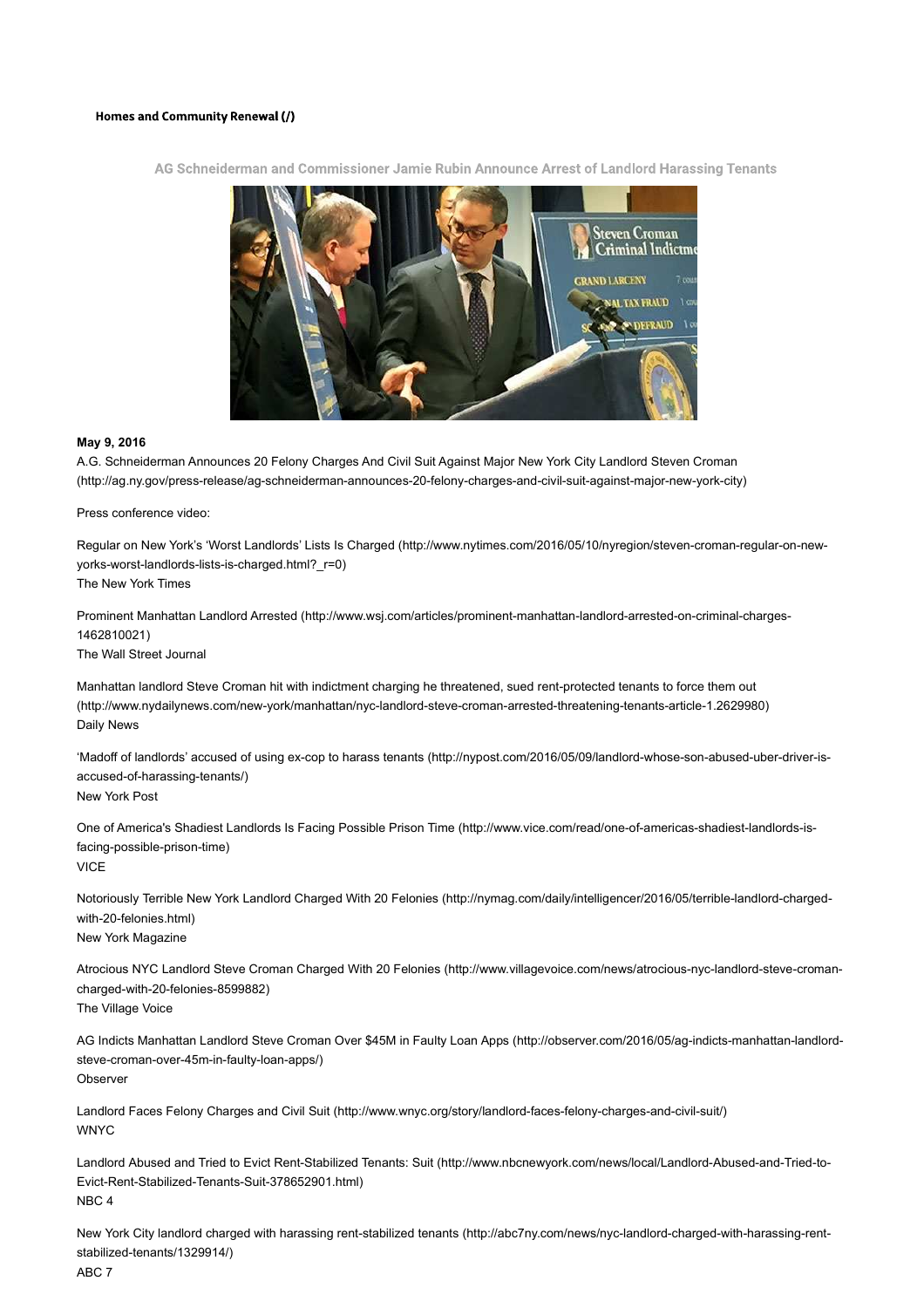**Homes and Community Renewal (/)**

## AG Schneiderman and Commissioner Jamie Rubin Announce Arrest of Landlord Harassing Tenants

**May 9, 2016**

A.G. Schneiderman Announces 20 Felony Charges And Civil Suit Against Major New York City Landlord Steven Croman (http://ag.ny.gov/press-release/ag-schneiderman-announces-20-felony-charges-and-civil-suit-against-major-new-york-city)

Press conference video:

Regular on New York's 'Worst Landlords' Lists Is Charged (http://www.nytimes.com/2016/05/10/nyregion/steven-croman-regular-on-new-yorks-worst-landlords-lists-is-charged.html?_r=0)
The New York Times

Prominent Manhattan Landlord Arrested (http://www.wsj.com/articles/prominent-manhattan-landlord-arrested-on-criminal-charges-1462810021)
The Wall Street Journal

Manhattan landlord Steve Croman hit with indictment charging he threatened, sued rent-protected tenants to force them out (http://www.nydailynews.com/new-york/manhattan/nyc-landlord-steve-croman-arrested-threatening-tenants-article-1.2629980)
Daily News

'Madoff of landlords' accused of using ex-cop to harass tenants (http://nypost.com/2016/05/09/landlord-whose-son-abused-uber-driver-is-accused-of-harassing-tenants/)
New York Post

One of America's Shadiest Landlords Is Facing Possible Prison Time (http://www.vice.com/read/one-of-americas-shadiest-landlords-is-facing-possible-prison-time)
VICE

Notoriously Terrible New York Landlord Charged With 20 Felonies (http://nymag.com/daily/intelligencer/2016/05/terrible-landlord-charged-with-20-felonies.html)
New York Magazine

Atrocious NYC Landlord Steve Croman Charged With 20 Felonies (http://www.villagevoice.com/news/atrocious-nyc-landlord-steve-croman-charged-with-20-felonies-8599882)
The Village Voice

AG Indicts Manhattan Landlord Steve Croman Over $45M in Faulty Loan Apps (http://observer.com/2016/05/ag-indicts-manhattan-landlord-steve-croman-over-45m-in-faulty-loan-apps/)
Observer

Landlord Faces Felony Charges and Civil Suit (http://www.wnyc.org/story/landlord-faces-felony-charges-and-civil-suit/)
WNYC

Landlord Abused and Tried to Evict Rent-Stabilized Tenants: Suit (http://www.nbcnewyork.com/news/local/Landlord-Abused-and-Tried-to-Evict-Rent-Stabilized-Tenants-Suit-378652901.html)
NBC 4

New York City landlord charged with harassing rent-stabilized tenants (http://abc7ny.com/news/nyc-landlord-charged-with-harassing-rent-stabilized-tenants/1329914/)
ABC 7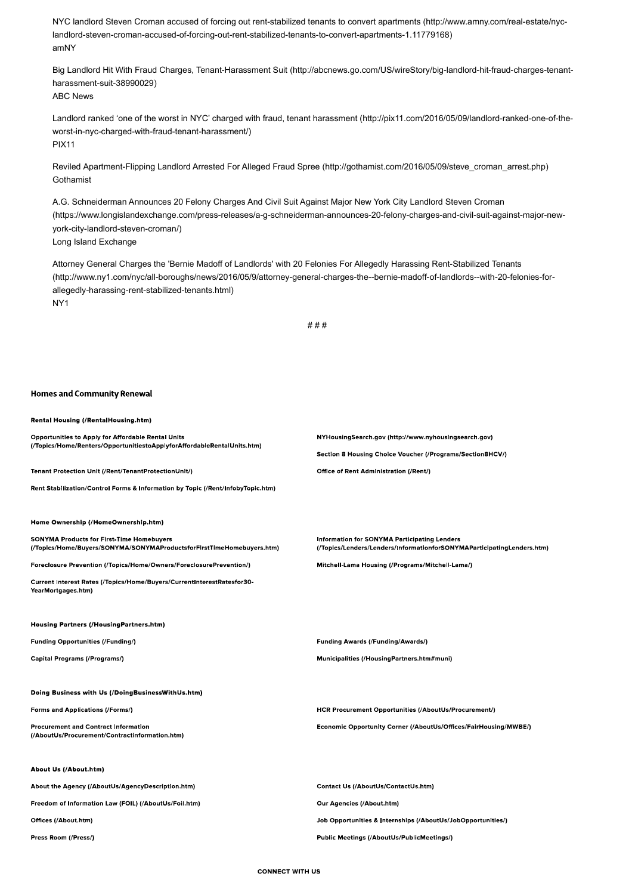NYC landlord Steven Croman accused of forcing out rent-stabilized tenants to convert apartments (http://www.amny.com/real-estate/nyc-landlord-steven-croman-accused-of-forcing-out-rent-stabilized-tenants-to-convert-apartments-1.11779168)
amNY

Big Landlord Hit With Fraud Charges, Tenant-Harassment Suit (http://abcnews.go.com/US/wireStory/big-landlord-hit-fraud-charges-tenant-harassment-suit-38990029)
ABC News

Landlord ranked 'one of the worst in NYC' charged with fraud, tenant harassment (http://pix11.com/2016/05/09/landlord-ranked-one-of-the-worst-in-nyc-charged-with-fraud-tenant-harassment/)
PIX11

Reviled Apartment-Flipping Landlord Arrested For Alleged Fraud Spree (http://gothamist.com/2016/05/09/steve_croman_arrest.php)
Gothamist

A.G. Schneiderman Announces 20 Felony Charges And Civil Suit Against Major New York City Landlord Steven Croman (https://www.longislandexchange.com/press-releases/a-g-schneiderman-announces-20-felony-charges-and-civil-suit-against-major-new-york-city-landlord-steven-croman/)
Long Island Exchange

Attorney General Charges the 'Bernie Madoff of Landlords' with 20 Felonies For Allegedly Harassing Rent-Stabilized Tenants (http://www.ny1.com/nyc/all-boroughs/news/2016/05/9/attorney-general-charges-the--bernie-madoff-of-landlords--with-20-felonies-for-allegedly-harassing-rent-stabilized-tenants.html)
NY1

# # #

## Homes and Community Renewal

**Rental Housing (/RentalHousing.htm)**

- Opportunities to Apply for Affordable Rental Units (/Topics/Home/Renters/OpportunitiestoApplyforAffordableRentalUnits.htm)
- Tenant Protection Unit (/Rent/TenantProtectionUnit/)
- Rent Stabilization/Control Forms & Information by Topic (/Rent/InfobyTopic.htm)
- NYHousingSearch.gov (http://www.nyhousingsearch.gov)
- Section 8 Housing Choice Voucher (/Programs/Section8HCV/)
- Office of Rent Administration (/Rent/)

**Home Ownership (/HomeOwnership.htm)**

- SONYMA Products for First-Time Homebuyers (/Topics/Home/Buyers/SONYMA/SONYMAProductsforFirstTimeHomebuyers.htm)
- Foreclosure Prevention (/Topics/Home/Owners/ForeclosurePrevention/)
- Current Interest Rates (/Topics/Home/Buyers/CurrentInterestRatesfor30-YearMortgages.htm)
- Information for SONYMA Participating Lenders (/Topics/Lenders/Lenders/InformationforSONYMAParticipatingLenders.htm)
- Mitchell-Lama Housing (/Programs/Mitchell-Lama/)

**Housing Partners (/HousingPartners.htm)**

- Funding Opportunities (/Funding/)
- Capital Programs (/Programs/)
- Funding Awards (/Funding/Awards/)
- Municipalities (/HousingPartners.htm#muni)

**Doing Business with Us (/DoingBusinessWithUs.htm)**

- Forms and Applications (/Forms/)
- Procurement and Contract Information (/AboutUs/Procurement/ContractInformation.htm)
- HCR Procurement Opportunities (/AboutUs/Procurement/)
- Economic Opportunity Corner (/AboutUs/Offices/FairHousing/MWBE/)

**About Us (/About.htm)**

- About the Agency (/AboutUs/AgencyDescription.htm)
- Freedom of Information Law (FOIL) (/AboutUs/Foil.htm)
- Offices (/About.htm)
- Press Room (/Press/)
- Contact Us (/AboutUs/ContactUs.htm)
- Our Agencies (/About.htm)
- Job Opportunities & Internships (/AboutUs/JobOpportunities/)
- Public Meetings (/AboutUs/PublicMeetings/)

**CONNECT WITH US**